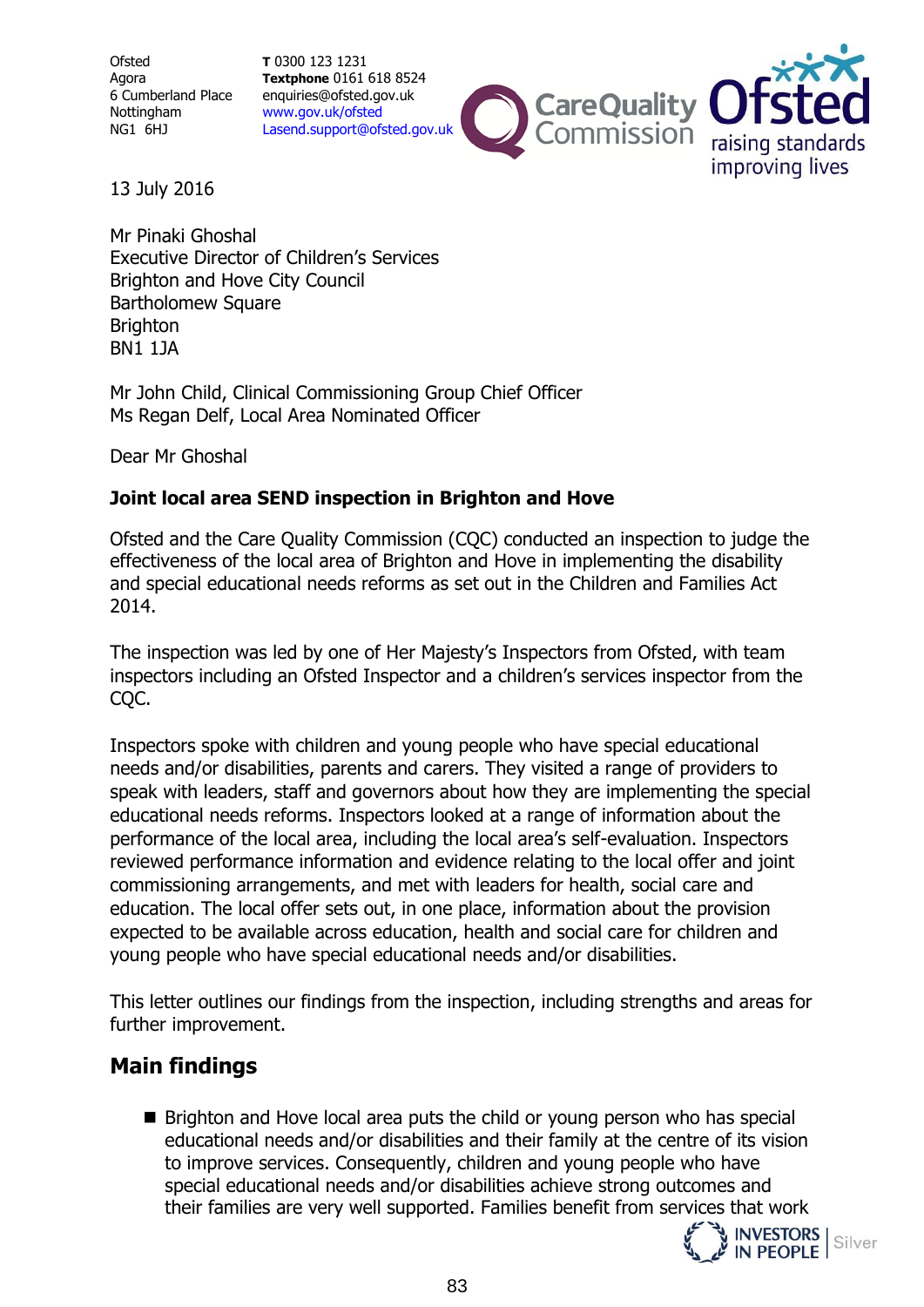Ofsted
Agora
6 Cumberland Place
Nottingham
NG1 6HJ

**T** 0300 123 1231
**Textphone** 0161 618 8524
enquiries@ofsted.gov.uk
www.gov.uk/ofsted
Lasend.support@ofsted.gov.uk

13 July 2016

Mr Pinaki Ghoshal
Executive Director of Children's Services
Brighton and Hove City Council
Bartholomew Square
Brighton
BN1 1JA

Mr John Child, Clinical Commissioning Group Chief Officer
Ms Regan Delf, Local Area Nominated Officer

Dear Mr Ghoshal

**Joint local area SEND inspection in Brighton and Hove**

Ofsted and the Care Quality Commission (CQC) conducted an inspection to judge the effectiveness of the local area of Brighton and Hove in implementing the disability and special educational needs reforms as set out in the Children and Families Act 2014.

The inspection was led by one of Her Majesty's Inspectors from Ofsted, with team inspectors including an Ofsted Inspector and a children's services inspector from the CQC.

Inspectors spoke with children and young people who have special educational needs and/or disabilities, parents and carers. They visited a range of providers to speak with leaders, staff and governors about how they are implementing the special educational needs reforms. Inspectors looked at a range of information about the performance of the local area, including the local area's self-evaluation. Inspectors reviewed performance information and evidence relating to the local offer and joint commissioning arrangements, and met with leaders for health, social care and education. The local offer sets out, in one place, information about the provision expected to be available across education, health and social care for children and young people who have special educational needs and/or disabilities.

This letter outlines our findings from the inspection, including strengths and areas for further improvement.

## Main findings

- Brighton and Hove local area puts the child or young person who has special educational needs and/or disabilities and their family at the centre of its vision to improve services. Consequently, children and young people who have special educational needs and/or disabilities achieve strong outcomes and their families are very well supported. Families benefit from services that work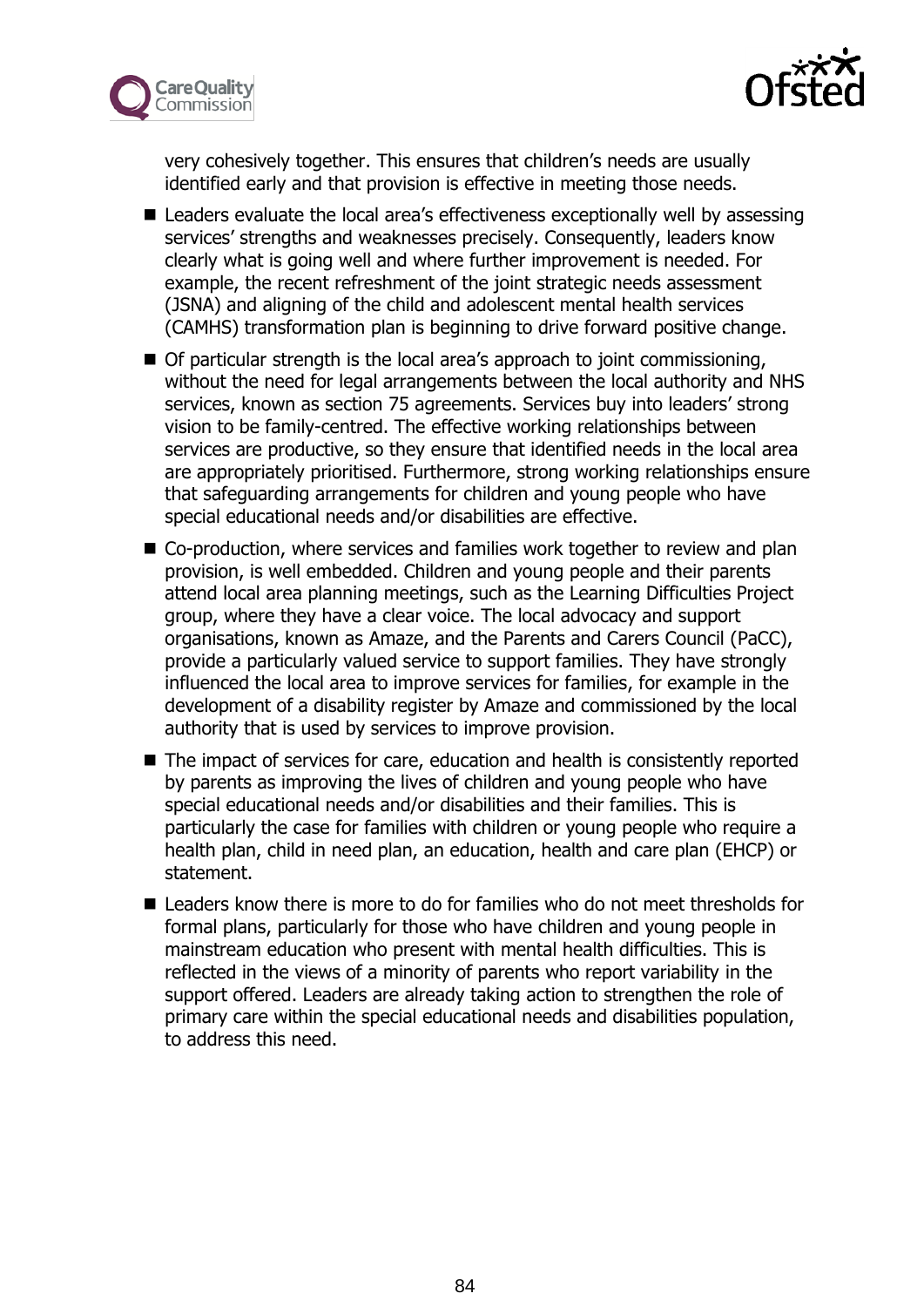very cohesively together. This ensures that children's needs are usually identified early and that provision is effective in meeting those needs.

- Leaders evaluate the local area's effectiveness exceptionally well by assessing services' strengths and weaknesses precisely. Consequently, leaders know clearly what is going well and where further improvement is needed. For example, the recent refreshment of the joint strategic needs assessment (JSNA) and aligning of the child and adolescent mental health services (CAMHS) transformation plan is beginning to drive forward positive change.
- Of particular strength is the local area's approach to joint commissioning, without the need for legal arrangements between the local authority and NHS services, known as section 75 agreements. Services buy into leaders' strong vision to be family-centred. The effective working relationships between services are productive, so they ensure that identified needs in the local area are appropriately prioritised. Furthermore, strong working relationships ensure that safeguarding arrangements for children and young people who have special educational needs and/or disabilities are effective.
- Co-production, where services and families work together to review and plan provision, is well embedded. Children and young people and their parents attend local area planning meetings, such as the Learning Difficulties Project group, where they have a clear voice. The local advocacy and support organisations, known as Amaze, and the Parents and Carers Council (PaCC), provide a particularly valued service to support families. They have strongly influenced the local area to improve services for families, for example in the development of a disability register by Amaze and commissioned by the local authority that is used by services to improve provision.
- The impact of services for care, education and health is consistently reported by parents as improving the lives of children and young people who have special educational needs and/or disabilities and their families. This is particularly the case for families with children or young people who require a health plan, child in need plan, an education, health and care plan (EHCP) or statement.
- Leaders know there is more to do for families who do not meet thresholds for formal plans, particularly for those who have children and young people in mainstream education who present with mental health difficulties. This is reflected in the views of a minority of parents who report variability in the support offered. Leaders are already taking action to strengthen the role of primary care within the special educational needs and disabilities population, to address this need.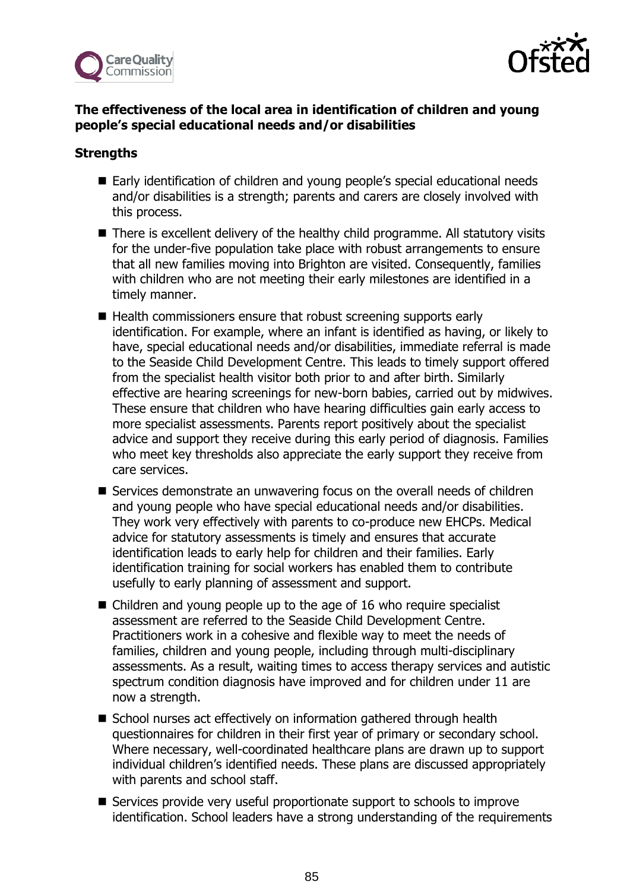**The effectiveness of the local area in identification of children and young people's special educational needs and/or disabilities**

**Strengths**

- Early identification of children and young people's special educational needs and/or disabilities is a strength; parents and carers are closely involved with this process.
- There is excellent delivery of the healthy child programme. All statutory visits for the under-five population take place with robust arrangements to ensure that all new families moving into Brighton are visited. Consequently, families with children who are not meeting their early milestones are identified in a timely manner.
- Health commissioners ensure that robust screening supports early identification. For example, where an infant is identified as having, or likely to have, special educational needs and/or disabilities, immediate referral is made to the Seaside Child Development Centre. This leads to timely support offered from the specialist health visitor both prior to and after birth. Similarly effective are hearing screenings for new-born babies, carried out by midwives. These ensure that children who have hearing difficulties gain early access to more specialist assessments. Parents report positively about the specialist advice and support they receive during this early period of diagnosis. Families who meet key thresholds also appreciate the early support they receive from care services.
- Services demonstrate an unwavering focus on the overall needs of children and young people who have special educational needs and/or disabilities. They work very effectively with parents to co-produce new EHCPs. Medical advice for statutory assessments is timely and ensures that accurate identification leads to early help for children and their families. Early identification training for social workers has enabled them to contribute usefully to early planning of assessment and support.
- Children and young people up to the age of 16 who require specialist assessment are referred to the Seaside Child Development Centre. Practitioners work in a cohesive and flexible way to meet the needs of families, children and young people, including through multi-disciplinary assessments. As a result, waiting times to access therapy services and autistic spectrum condition diagnosis have improved and for children under 11 are now a strength.
- School nurses act effectively on information gathered through health questionnaires for children in their first year of primary or secondary school. Where necessary, well-coordinated healthcare plans are drawn up to support individual children's identified needs. These plans are discussed appropriately with parents and school staff.
- Services provide very useful proportionate support to schools to improve identification. School leaders have a strong understanding of the requirements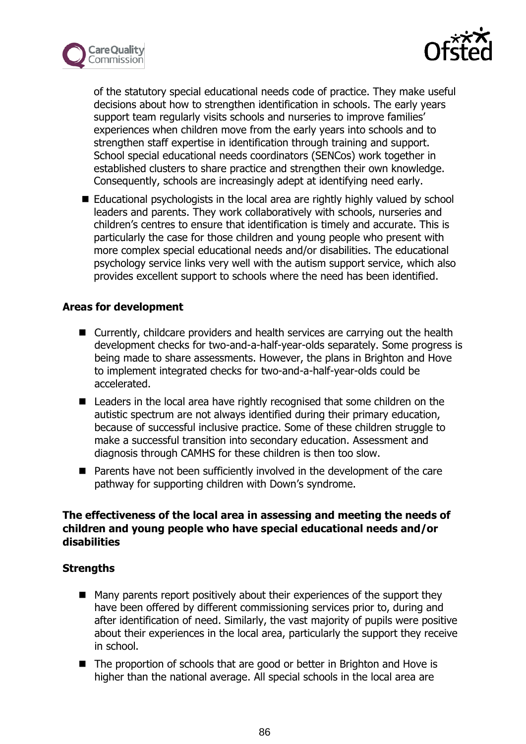of the statutory special educational needs code of practice. They make useful decisions about how to strengthen identification in schools. The early years support team regularly visits schools and nurseries to improve families' experiences when children move from the early years into schools and to strengthen staff expertise in identification through training and support. School special educational needs coordinators (SENCos) work together in established clusters to share practice and strengthen their own knowledge. Consequently, schools are increasingly adept at identifying need early.

- Educational psychologists in the local area are rightly highly valued by school leaders and parents. They work collaboratively with schools, nurseries and children's centres to ensure that identification is timely and accurate. This is particularly the case for those children and young people who present with more complex special educational needs and/or disabilities. The educational psychology service links very well with the autism support service, which also provides excellent support to schools where the need has been identified.

**Areas for development**

- Currently, childcare providers and health services are carrying out the health development checks for two-and-a-half-year-olds separately. Some progress is being made to share assessments. However, the plans in Brighton and Hove to implement integrated checks for two-and-a-half-year-olds could be accelerated.
- Leaders in the local area have rightly recognised that some children on the autistic spectrum are not always identified during their primary education, because of successful inclusive practice. Some of these children struggle to make a successful transition into secondary education. Assessment and diagnosis through CAMHS for these children is then too slow.
- Parents have not been sufficiently involved in the development of the care pathway for supporting children with Down's syndrome.

**The effectiveness of the local area in assessing and meeting the needs of children and young people who have special educational needs and/or disabilities**

**Strengths**

- Many parents report positively about their experiences of the support they have been offered by different commissioning services prior to, during and after identification of need. Similarly, the vast majority of pupils were positive about their experiences in the local area, particularly the support they receive in school.
- The proportion of schools that are good or better in Brighton and Hove is higher than the national average. All special schools in the local area are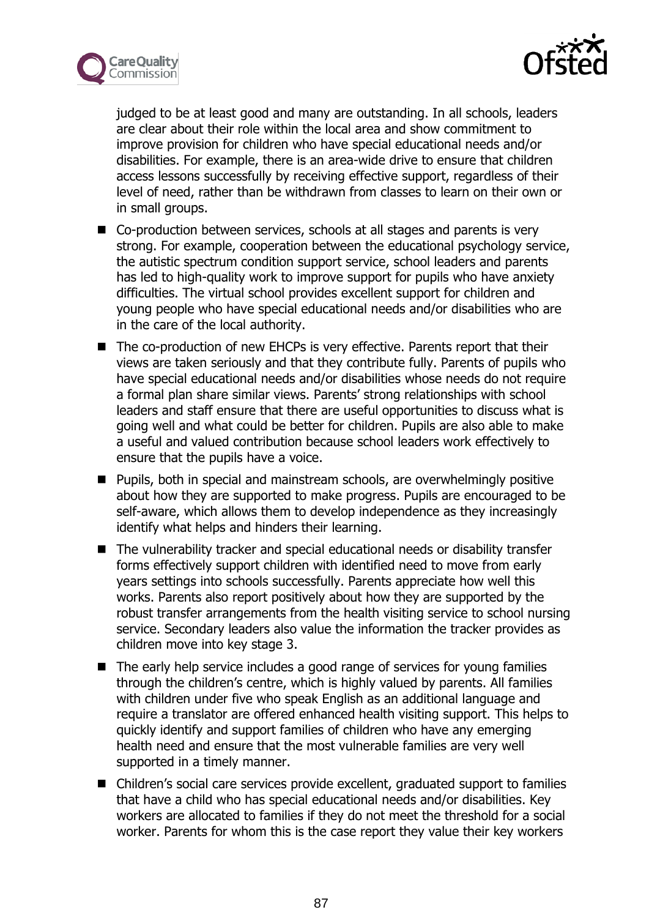judged to be at least good and many are outstanding. In all schools, leaders are clear about their role within the local area and show commitment to improve provision for children who have special educational needs and/or disabilities. For example, there is an area-wide drive to ensure that children access lessons successfully by receiving effective support, regardless of their level of need, rather than be withdrawn from classes to learn on their own or in small groups.

- Co-production between services, schools at all stages and parents is very strong. For example, cooperation between the educational psychology service, the autistic spectrum condition support service, school leaders and parents has led to high-quality work to improve support for pupils who have anxiety difficulties. The virtual school provides excellent support for children and young people who have special educational needs and/or disabilities who are in the care of the local authority.
- The co-production of new EHCPs is very effective. Parents report that their views are taken seriously and that they contribute fully. Parents of pupils who have special educational needs and/or disabilities whose needs do not require a formal plan share similar views. Parents' strong relationships with school leaders and staff ensure that there are useful opportunities to discuss what is going well and what could be better for children. Pupils are also able to make a useful and valued contribution because school leaders work effectively to ensure that the pupils have a voice.
- Pupils, both in special and mainstream schools, are overwhelmingly positive about how they are supported to make progress. Pupils are encouraged to be self-aware, which allows them to develop independence as they increasingly identify what helps and hinders their learning.
- The vulnerability tracker and special educational needs or disability transfer forms effectively support children with identified need to move from early years settings into schools successfully. Parents appreciate how well this works. Parents also report positively about how they are supported by the robust transfer arrangements from the health visiting service to school nursing service. Secondary leaders also value the information the tracker provides as children move into key stage 3.
- The early help service includes a good range of services for young families through the children's centre, which is highly valued by parents. All families with children under five who speak English as an additional language and require a translator are offered enhanced health visiting support. This helps to quickly identify and support families of children who have any emerging health need and ensure that the most vulnerable families are very well supported in a timely manner.
- Children's social care services provide excellent, graduated support to families that have a child who has special educational needs and/or disabilities. Key workers are allocated to families if they do not meet the threshold for a social worker. Parents for whom this is the case report they value their key workers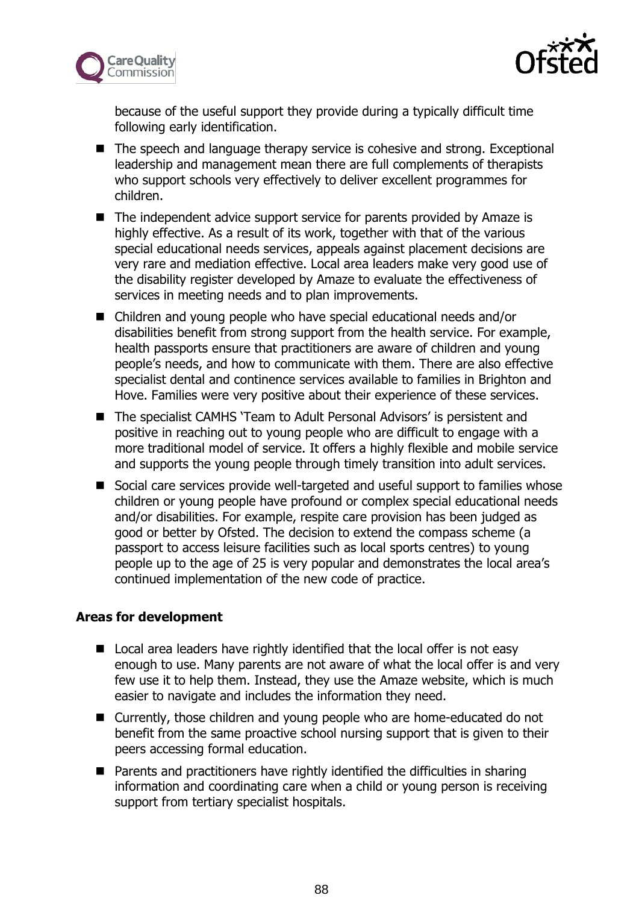because of the useful support they provide during a typically difficult time following early identification.

- The speech and language therapy service is cohesive and strong. Exceptional leadership and management mean there are full complements of therapists who support schools very effectively to deliver excellent programmes for children.
- The independent advice support service for parents provided by Amaze is highly effective. As a result of its work, together with that of the various special educational needs services, appeals against placement decisions are very rare and mediation effective. Local area leaders make very good use of the disability register developed by Amaze to evaluate the effectiveness of services in meeting needs and to plan improvements.
- Children and young people who have special educational needs and/or disabilities benefit from strong support from the health service. For example, health passports ensure that practitioners are aware of children and young people's needs, and how to communicate with them. There are also effective specialist dental and continence services available to families in Brighton and Hove. Families were very positive about their experience of these services.
- The specialist CAMHS 'Team to Adult Personal Advisors' is persistent and positive in reaching out to young people who are difficult to engage with a more traditional model of service. It offers a highly flexible and mobile service and supports the young people through timely transition into adult services.
- Social care services provide well-targeted and useful support to families whose children or young people have profound or complex special educational needs and/or disabilities. For example, respite care provision has been judged as good or better by Ofsted. The decision to extend the compass scheme (a passport to access leisure facilities such as local sports centres) to young people up to the age of 25 is very popular and demonstrates the local area's continued implementation of the new code of practice.

**Areas for development**

- Local area leaders have rightly identified that the local offer is not easy enough to use. Many parents are not aware of what the local offer is and very few use it to help them. Instead, they use the Amaze website, which is much easier to navigate and includes the information they need.
- Currently, those children and young people who are home-educated do not benefit from the same proactive school nursing support that is given to their peers accessing formal education.
- Parents and practitioners have rightly identified the difficulties in sharing information and coordinating care when a child or young person is receiving support from tertiary specialist hospitals.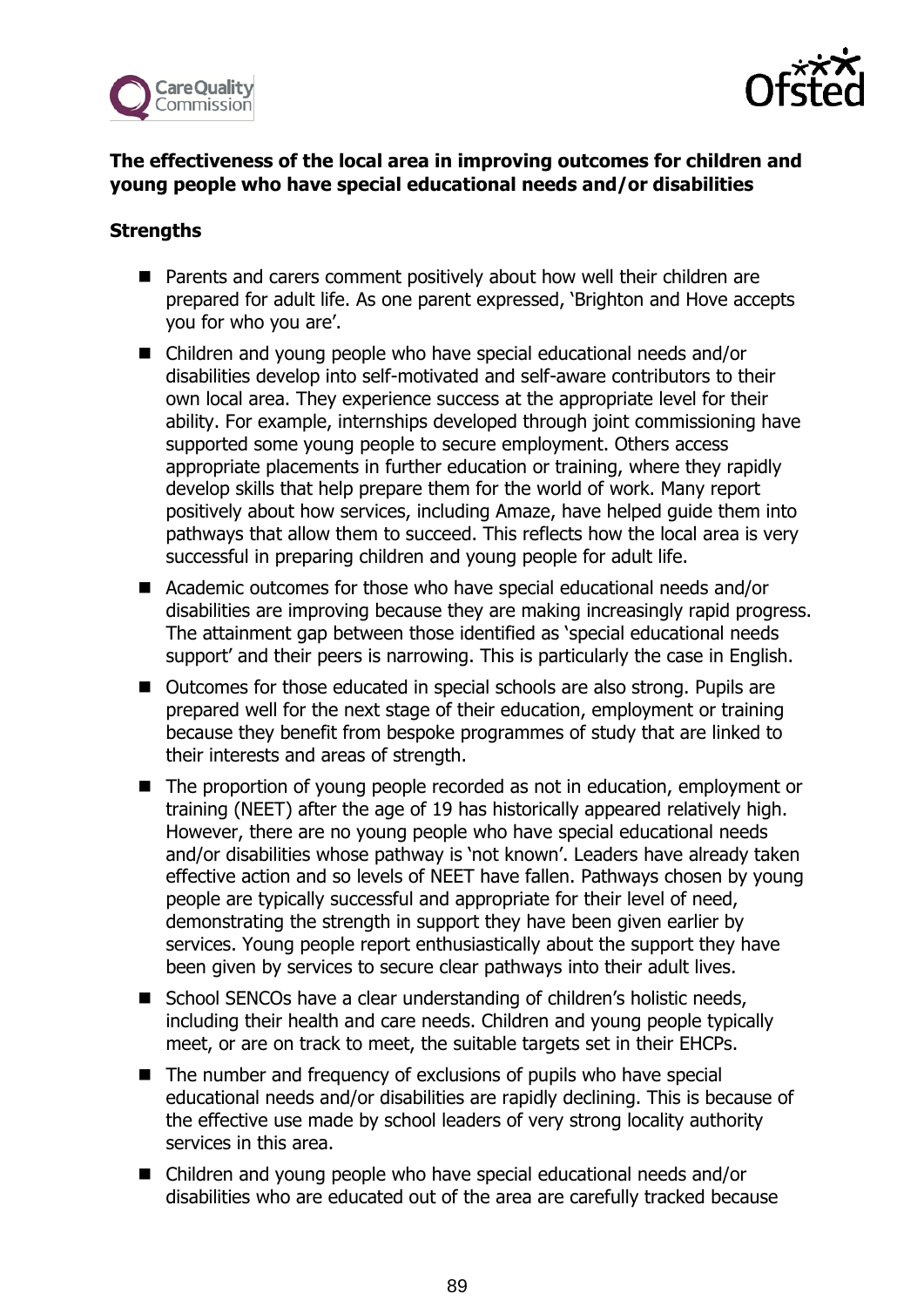**The effectiveness of the local area in improving outcomes for children and young people who have special educational needs and/or disabilities**

**Strengths**

- Parents and carers comment positively about how well their children are prepared for adult life. As one parent expressed, 'Brighton and Hove accepts you for who you are'.
- Children and young people who have special educational needs and/or disabilities develop into self-motivated and self-aware contributors to their own local area. They experience success at the appropriate level for their ability. For example, internships developed through joint commissioning have supported some young people to secure employment. Others access appropriate placements in further education or training, where they rapidly develop skills that help prepare them for the world of work. Many report positively about how services, including Amaze, have helped guide them into pathways that allow them to succeed. This reflects how the local area is very successful in preparing children and young people for adult life.
- Academic outcomes for those who have special educational needs and/or disabilities are improving because they are making increasingly rapid progress. The attainment gap between those identified as 'special educational needs support' and their peers is narrowing. This is particularly the case in English.
- Outcomes for those educated in special schools are also strong. Pupils are prepared well for the next stage of their education, employment or training because they benefit from bespoke programmes of study that are linked to their interests and areas of strength.
- The proportion of young people recorded as not in education, employment or training (NEET) after the age of 19 has historically appeared relatively high. However, there are no young people who have special educational needs and/or disabilities whose pathway is 'not known'. Leaders have already taken effective action and so levels of NEET have fallen. Pathways chosen by young people are typically successful and appropriate for their level of need, demonstrating the strength in support they have been given earlier by services. Young people report enthusiastically about the support they have been given by services to secure clear pathways into their adult lives.
- School SENCOs have a clear understanding of children's holistic needs, including their health and care needs. Children and young people typically meet, or are on track to meet, the suitable targets set in their EHCPs.
- The number and frequency of exclusions of pupils who have special educational needs and/or disabilities are rapidly declining. This is because of the effective use made by school leaders of very strong locality authority services in this area.
- Children and young people who have special educational needs and/or disabilities who are educated out of the area are carefully tracked because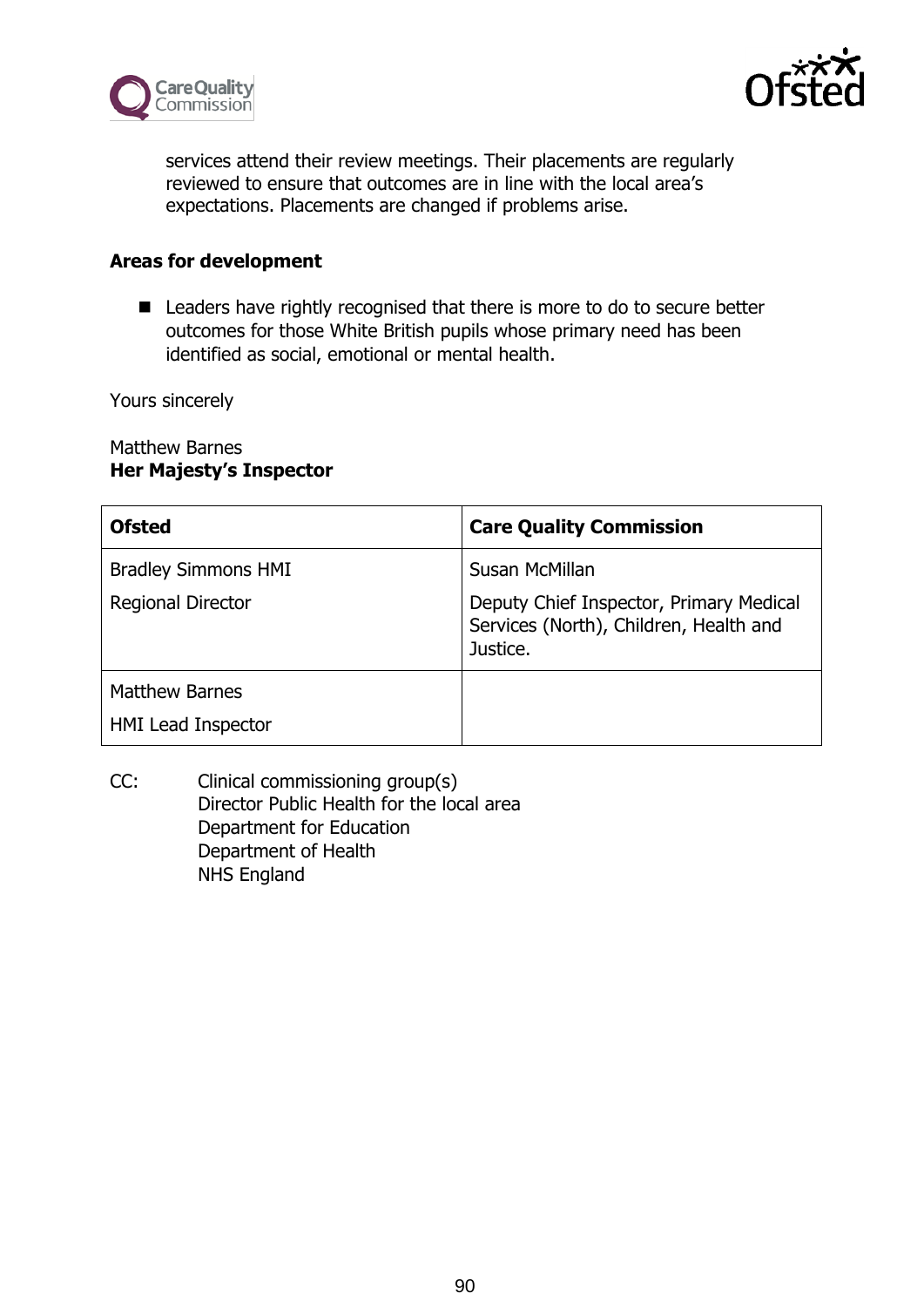services attend their review meetings. Their placements are regularly reviewed to ensure that outcomes are in line with the local area's expectations. Placements are changed if problems arise.

**Areas for development**

- Leaders have rightly recognised that there is more to do to secure better outcomes for those White British pupils whose primary need has been identified as social, emotional or mental health.

Yours sincerely

Matthew Barnes
**Her Majesty's Inspector**

| **Ofsted** | **Care Quality Commission** |
|---|---|
| Bradley Simmons HMI<br><br>Regional Director | Susan McMillan<br><br>Deputy Chief Inspector, Primary Medical Services (North), Children, Health and Justice. |
| Matthew Barnes<br><br>HMI Lead Inspector | |

CC: Clinical commissioning group(s)
Director Public Health for the local area
Department for Education
Department of Health
NHS England